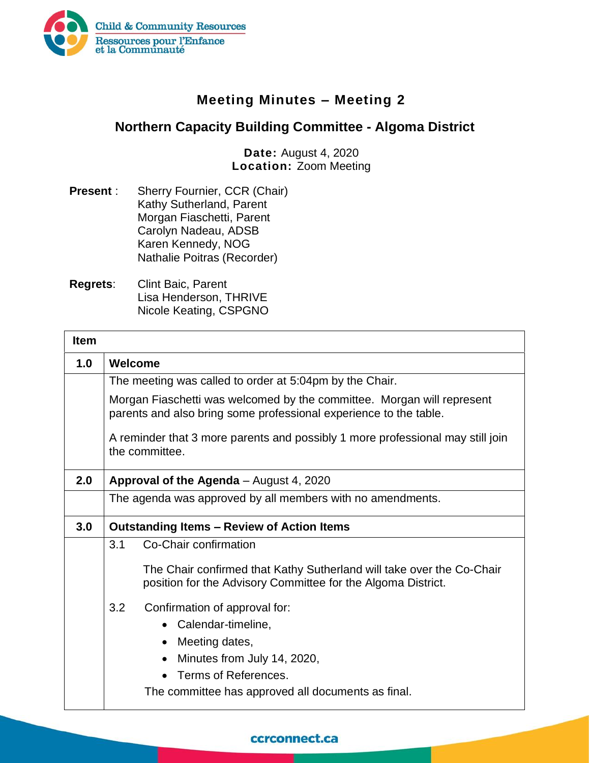# Meeting Minutes – Meeting 2

## Northern Capacity Building Committee - Algoma District

**Date:** August 4, 2020
**Location:** Zoom Meeting

**Present** : Sherry Fournier, CCR (Chair)
Kathy Sutherland, Parent
Morgan Fiaschetti, Parent
Carolyn Nadeau, ADSB
Karen Kennedy, NOG
Nathalie Poitras (Recorder)

**Regrets**: Clint Baic, Parent
Lisa Henderson, THRIVE
Nicole Keating, CSPGNO

| Item | |
|---|---|
| **1.0** | **Welcome** |
| | The meeting was called to order at 5:04pm by the Chair.<br><br>Morgan Fiaschetti was welcomed by the committee. Morgan will represent parents and also bring some professional experience to the table.<br><br>A reminder that 3 more parents and possibly 1 more professional may still join the committee. |
| **2.0** | **Approval of the Agenda** – August 4, 2020 |
| | The agenda was approved by all members with no amendments. |
| **3.0** | **Outstanding Items – Review of Action Items** |
| | 3.1 Co-Chair confirmation<br><br>The Chair confirmed that Kathy Sutherland will take over the Co-Chair position for the Advisory Committee for the Algoma District.<br><br>3.2 Confirmation of approval for:<br>• Calendar-timeline,<br>• Meeting dates,<br>• Minutes from July 14, 2020,<br>• Terms of References.<br><br>The committee has approved all documents as final. |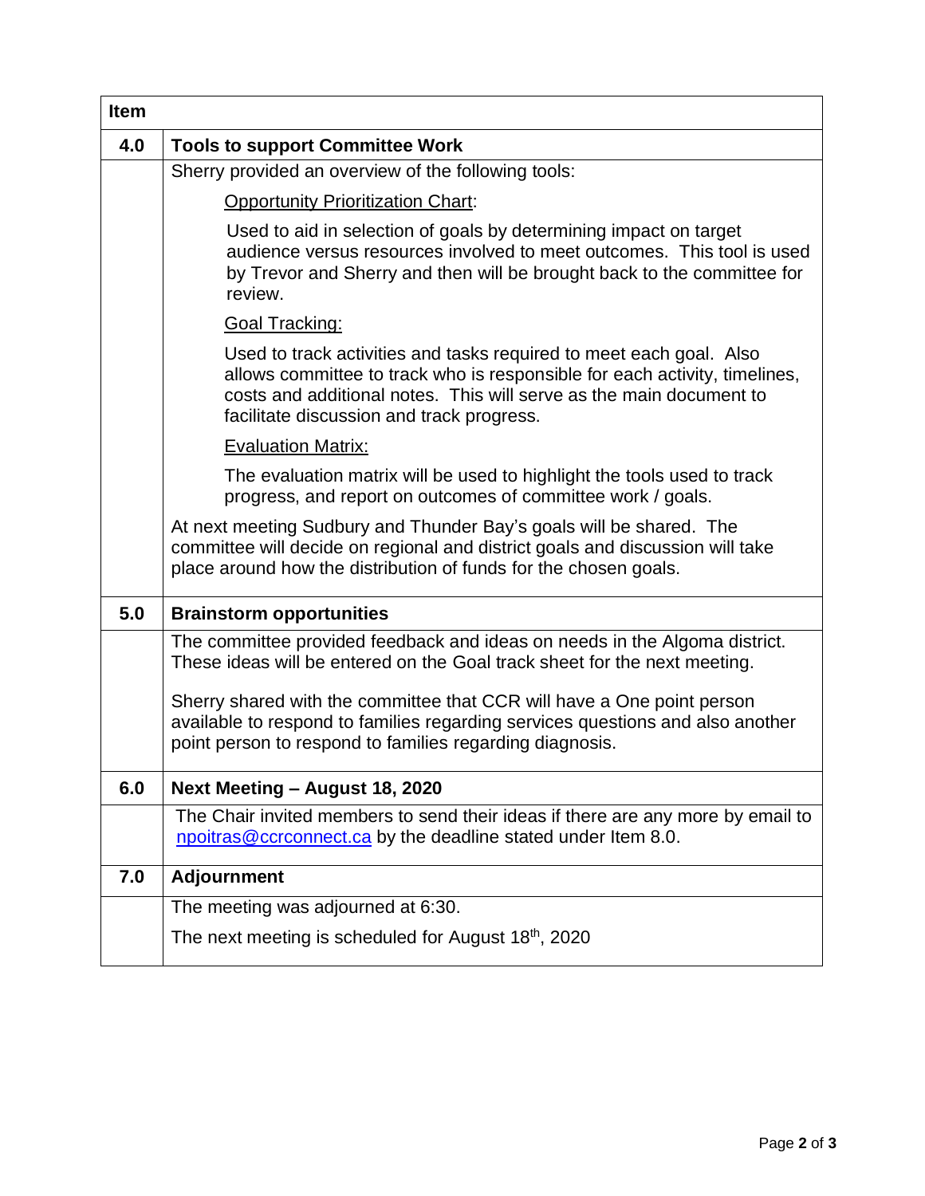| Item | |
|---|---|
| **4.0** | **Tools to support Committee Work** |
| | Sherry provided an overview of the following tools:<br><br>Opportunity Prioritization Chart:<br><br>Used to aid in selection of goals by determining impact on target audience versus resources involved to meet outcomes. This tool is used by Trevor and Sherry and then will be brought back to the committee for review.<br><br>Goal Tracking:<br><br>Used to track activities and tasks required to meet each goal. Also allows committee to track who is responsible for each activity, timelines, costs and additional notes. This will serve as the main document to facilitate discussion and track progress.<br><br>Evaluation Matrix:<br><br>The evaluation matrix will be used to highlight the tools used to track progress, and report on outcomes of committee work / goals.<br><br>At next meeting Sudbury and Thunder Bay's goals will be shared. The committee will decide on regional and district goals and discussion will take place around how the distribution of funds for the chosen goals. |
| **5.0** | **Brainstorm opportunities** |
| | The committee provided feedback and ideas on needs in the Algoma district. These ideas will be entered on the Goal track sheet for the next meeting.<br><br>Sherry shared with the committee that CCR will have a One point person available to respond to families regarding services questions and also another point person to respond to families regarding diagnosis. |
| **6.0** | **Next Meeting – August 18, 2020** |
| | The Chair invited members to send their ideas if there are any more by email to npoitras@ccrconnect.ca by the deadline stated under Item 8.0. |
| **7.0** | **Adjournment** |
| | The meeting was adjourned at 6:30.<br><br>The next meeting is scheduled for August 18th, 2020 |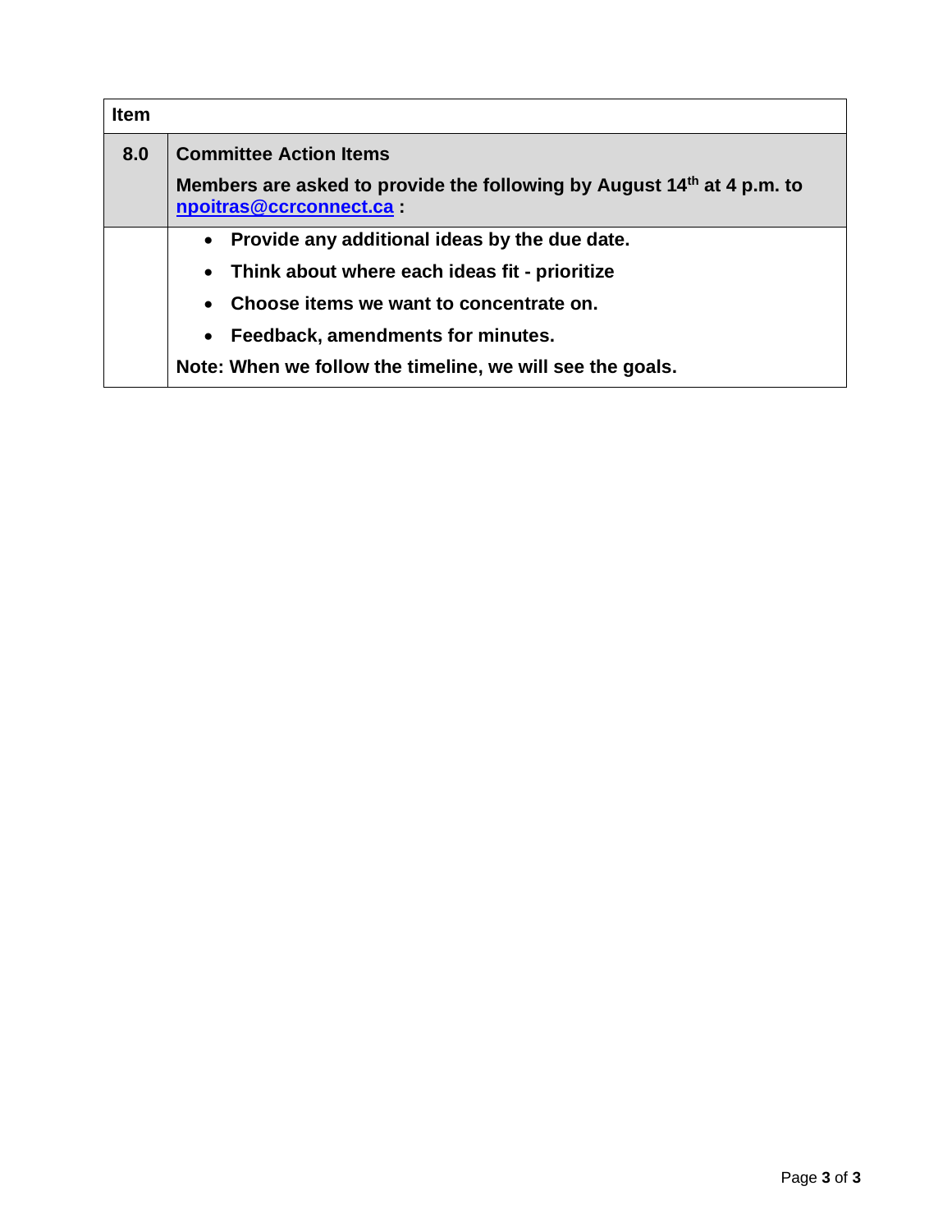| Item | |
|---|---|
| **8.0** | **Committee Action Items**<br><br>**Members are asked to provide the following by August 14th at 4 p.m. to npoitras@ccrconnect.ca :** |
| | • **Provide any additional ideas by the due date.**<br>• **Think about where each ideas fit - prioritize**<br>• **Choose items we want to concentrate on.**<br>• **Feedback, amendments for minutes.**<br><br>**Note: When we follow the timeline, we will see the goals.** |